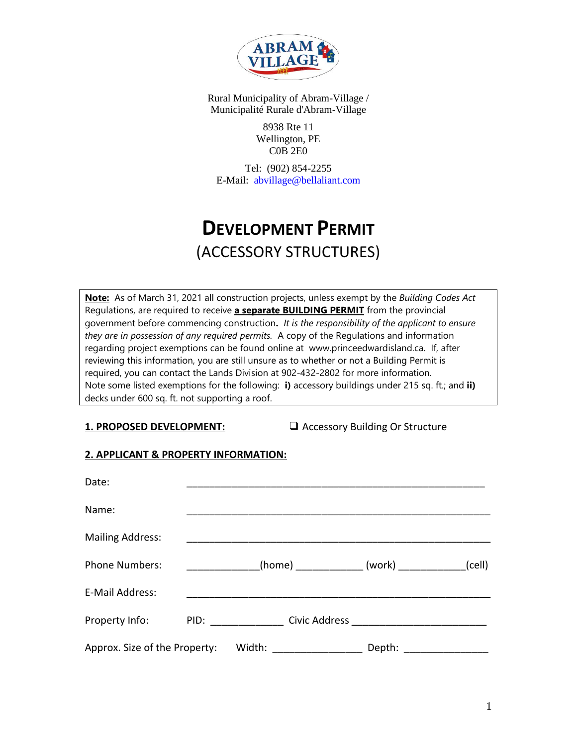Rural Municipality of Abram-Village /
Municipalité Rurale d'Abram-Village

8938 Rte 11
Wellington, PE
C0B 2E0

Tel: (902) 854-2255
E-Mail: abvillage@bellaliant.com

# DEVELOPMENT PERMIT
## (ACCESSORY STRUCTURES)

**Note:** As of March 31, 2021 all construction projects, unless exempt by the *Building Codes Act* Regulations, are required to receive **a separate BUILDING PERMIT** from the provincial government before commencing construction**.** *It is the responsibility of the applicant to ensure they are in possession of any required permits.* A copy of the Regulations and information regarding project exemptions can be found online at www.princeedwardisland.ca. If, after reviewing this information, you are still unsure as to whether or not a Building Permit is required, you can contact the Lands Division at 902-432-2802 for more information.
Note some listed exemptions for the following: **i)** accessory buildings under 215 sq. ft.; and **ii)** decks under 600 sq. ft. not supporting a roof.

**1. PROPOSED DEVELOPMENT:** ❑ Accessory Building Or Structure

**2. APPLICANT & PROPERTY INFORMATION:**

Date: ________________________________________________________

Name: ________________________________________________________

Mailing Address: ________________________________________________________

Phone Numbers: _____________(home) ____________ (work) ____________(cell)

E-Mail Address: ________________________________________________________

Property Info: PID: _____________ Civic Address ________________________

Approx. Size of the Property: Width: ________________ Depth: _______________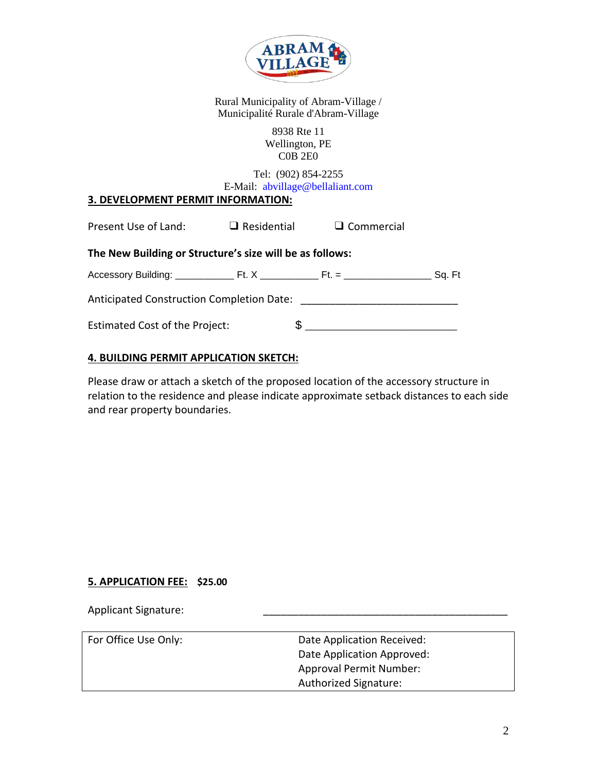Rural Municipality of Abram-Village /
Municipalité Rurale d'Abram-Village

8938 Rte 11
Wellington, PE
C0B 2E0

Tel: (902) 854-2255
E-Mail: abvillage@bellaliant.com

## 3. DEVELOPMENT PERMIT INFORMATION:

Present Use of Land: ❑ Residential ❑ Commercial

**The New Building or Structure's size will be as follows:**

Accessory Building: ___________ Ft. X ___________ Ft. = ________________ Sq. Ft

Anticipated Construction Completion Date: ___________________________

Estimated Cost of the Project: $ __________________________

## 4. BUILDING PERMIT APPLICATION SKETCH:

Please draw or attach a sketch of the proposed location of the accessory structure in relation to the residence and please indicate approximate setback distances to each side and rear property boundaries.

## 5. APPLICATION FEE: **$25.00**

Applicant Signature: ________________________________________

| For Office Use Only: | Date Application Received:<br>Date Application Approved:<br>Approval Permit Number:<br>Authorized Signature: |
|---|---|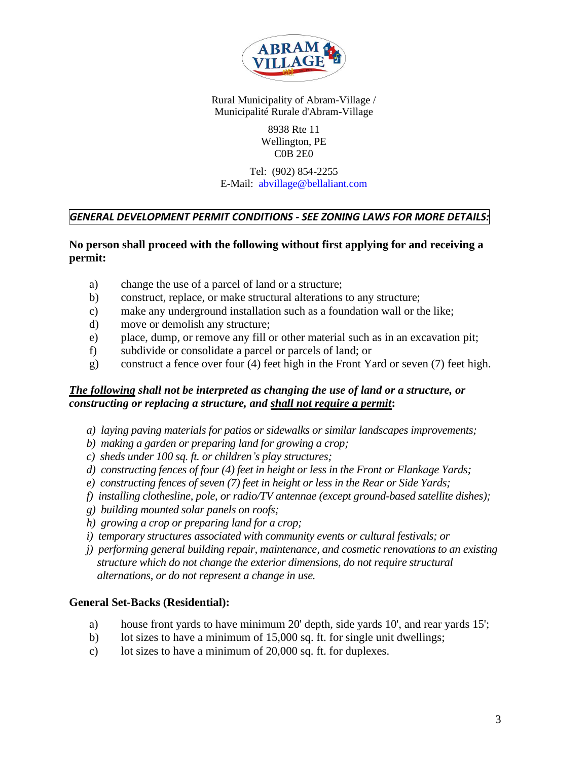Rural Municipality of Abram-Village /
Municipalité Rurale d'Abram-Village

8938 Rte 11
Wellington, PE
C0B 2E0

Tel: (902) 854-2255
E-Mail: abvillage@bellaliant.com

***GENERAL DEVELOPMENT PERMIT CONDITIONS - SEE ZONING LAWS FOR MORE DETAILS:***

**No person shall proceed with the following without first applying for and receiving a permit:**

a) change the use of a parcel of land or a structure;
b) construct, replace, or make structural alterations to any structure;
c) make any underground installation such as a foundation wall or the like;
d) move or demolish any structure;
e) place, dump, or remove any fill or other material such as in an excavation pit;
f) subdivide or consolidate a parcel or parcels of land; or
g) construct a fence over four (4) feet high in the Front Yard or seven (7) feet high.

***The following shall not be interpreted as changing the use of land or a structure, or constructing or replacing a structure, and shall not require a permit:***

*a) laying paving materials for patios or sidewalks or similar landscapes improvements;*
*b) making a garden or preparing land for growing a crop;*
*c) sheds under 100 sq. ft. or children's play structures;*
*d) constructing fences of four (4) feet in height or less in the Front or Flankage Yards;*
*e) constructing fences of seven (7) feet in height or less in the Rear or Side Yards;*
*f) installing clothesline, pole, or radio/TV antennae (except ground-based satellite dishes);*
*g) building mounted solar panels on roofs;*
*h) growing a crop or preparing land for a crop;*
*i) temporary structures associated with community events or cultural festivals; or*
*j) performing general building repair, maintenance, and cosmetic renovations to an existing structure which do not change the exterior dimensions, do not require structural alternations, or do not represent a change in use.*

**General Set-Backs (Residential):**

a) house front yards to have minimum 20' depth, side yards 10', and rear yards 15';
b) lot sizes to have a minimum of 15,000 sq. ft. for single unit dwellings;
c) lot sizes to have a minimum of 20,000 sq. ft. for duplexes.